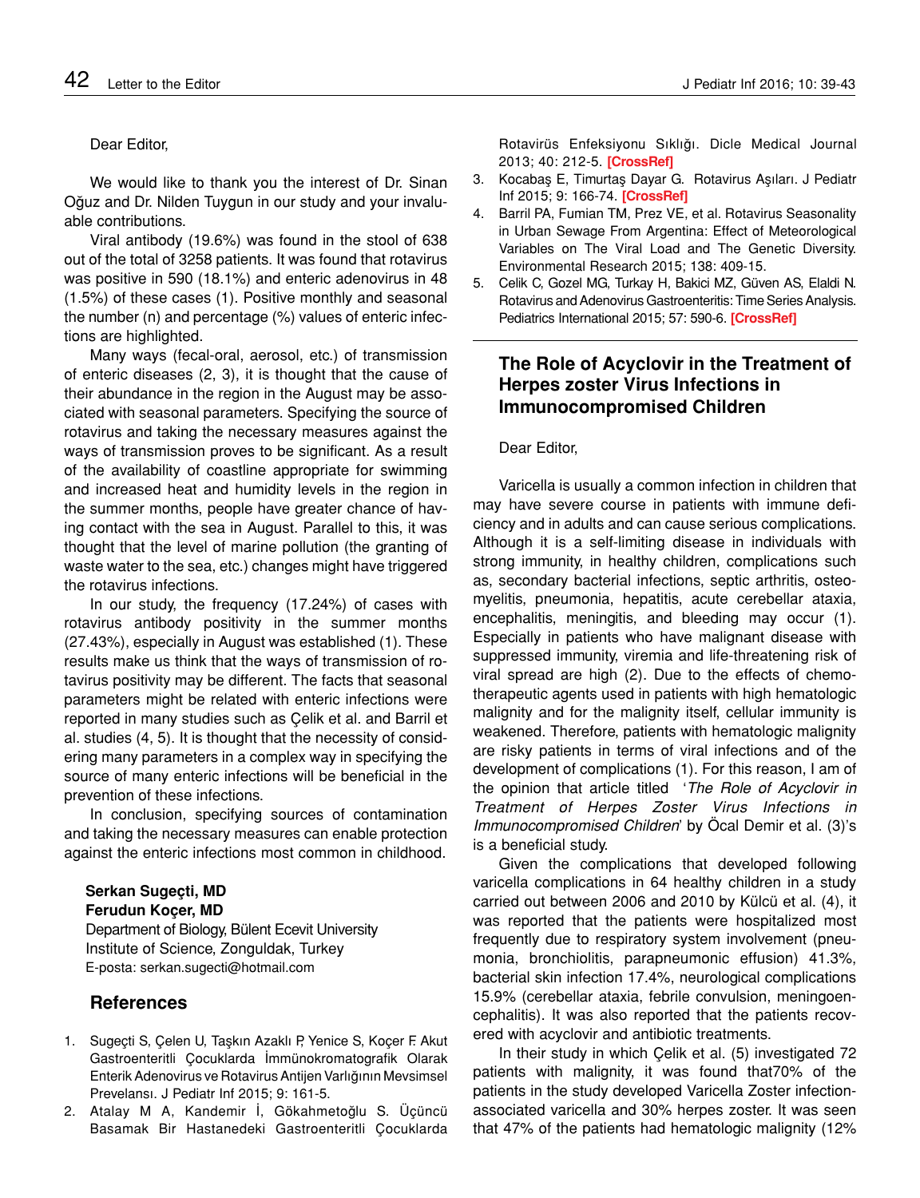Dear Editor,

We would like to thank you the interest of Dr. Sinan Oğuz and Dr. Nilden Tuygun in our study and your invaluable contributions.

Viral antibody (19.6%) was found in the stool of 638 out of the total of 3258 patients. It was found that rotavirus was positive in 590 (18.1%) and enteric adenovirus in 48 (1.5%) of these cases (1). Positive monthly and seasonal the number (n) and percentage (%) values of enteric infections are highlighted.

Many ways (fecal-oral, aerosol, etc.) of transmission of enteric diseases (2, 3), it is thought that the cause of their abundance in the region in the August may be associated with seasonal parameters. Specifying the source of rotavirus and taking the necessary measures against the ways of transmission proves to be significant. As a result of the availability of coastline appropriate for swimming and increased heat and humidity levels in the region in the summer months, people have greater chance of having contact with the sea in August. Parallel to this, it was thought that the level of marine pollution (the granting of waste water to the sea, etc.) changes might have triggered the rotavirus infections.

In our study, the frequency (17.24%) of cases with rotavirus antibody positivity in the summer months (27.43%), especially in August was established (1). These results make us think that the ways of transmission of rotavirus positivity may be different. The facts that seasonal parameters might be related with enteric infections were reported in many studies such as Çelik et al. and Barril et al. studies (4, 5). It is thought that the necessity of considering many parameters in a complex way in specifying the source of many enteric infections will be beneficial in the prevention of these infections.

In conclusion, specifying sources of contamination and taking the necessary measures can enable protection against the enteric infections most common in childhood.

**Serkan Sugeçti, MD**
**Ferudun Koçer, MD**
Department of Biology, Bülent Ecevit University Institute of Science, Zonguldak, Turkey
E-posta: serkan.sugecti@hotmail.com

## References

1. Sugeçti S, Çelen U, Taşkın Azaklı P, Yenice S, Koçer F. Akut Gastroenteritli Çocuklarda İmmünokromatografik Olarak Enterik Adenovirus ve Rotavirus Antijen Varlığının Mevsimsel Prevelansı. J Pediatr Inf 2015; 9: 161-5.
2. Atalay M A, Kandemir İ, Gökahmetoğlu S. Üçüncü Basamak Bir Hastanedeki Gastroenteritli Çocuklarda Rotavirüs Enfeksiyonu Sıklığı. Dicle Medical Journal 2013; 40: 212-5. [CrossRef]
3. Kocabaş E, Timurtaş Dayar G. Rotavirus Aşıları. J Pediatr Inf 2015; 9: 166-74. [CrossRef]
4. Barril PA, Fumian TM, Prez VE, et al. Rotavirus Seasonality in Urban Sewage From Argentina: Effect of Meteorological Variables on The Viral Load and The Genetic Diversity. Environmental Research 2015; 138: 409-15.
5. Celik C, Gozel MG, Turkay H, Bakici MZ, Güven AS, Elaldi N. Rotavirus and Adenovirus Gastroenteritis: Time Series Analysis. Pediatrics International 2015; 57: 590-6. [CrossRef]

## The Role of Acyclovir in the Treatment of Herpes zoster Virus Infections in Immunocompromised Children

Dear Editor,

Varicella is usually a common infection in children that may have severe course in patients with immune deficiency and in adults and can cause serious complications. Although it is a self-limiting disease in individuals with strong immunity, in healthy children, complications such as, secondary bacterial infections, septic arthritis, osteomyelitis, pneumonia, hepatitis, acute cerebellar ataxia, encephalitis, meningitis, and bleeding may occur (1). Especially in patients who have malignant disease with suppressed immunity, viremia and life-threatening risk of viral spread are high (2). Due to the effects of chemotherapeutic agents used in patients with high hematologic malignity and for the malignity itself, cellular immunity is weakened. Therefore, patients with hematologic malignity are risky patients in terms of viral infections and of the development of complications (1). For this reason, I am of the opinion that article titled '*The Role of Acyclovir in Treatment of Herpes Zoster Virus Infections in Immunocompromised Children*' by Öcal Demir et al. (3)'s is a beneficial study.

Given the complications that developed following varicella complications in 64 healthy children in a study carried out between 2006 and 2010 by Külcü et al. (4), it was reported that the patients were hospitalized most frequently due to respiratory system involvement (pneumonia, bronchiolitis, parapneumonic effusion) 41.3%, bacterial skin infection 17.4%, neurological complications 15.9% (cerebellar ataxia, febrile convulsion, meningoencephalitis). It was also reported that the patients recovered with acyclovir and antibiotic treatments.

In their study in which Çelik et al. (5) investigated 72 patients with malignity, it was found that70% of the patients in the study developed Varicella Zoster infection-associated varicella and 30% herpes zoster. It was seen that 47% of the patients had hematologic malignity (12%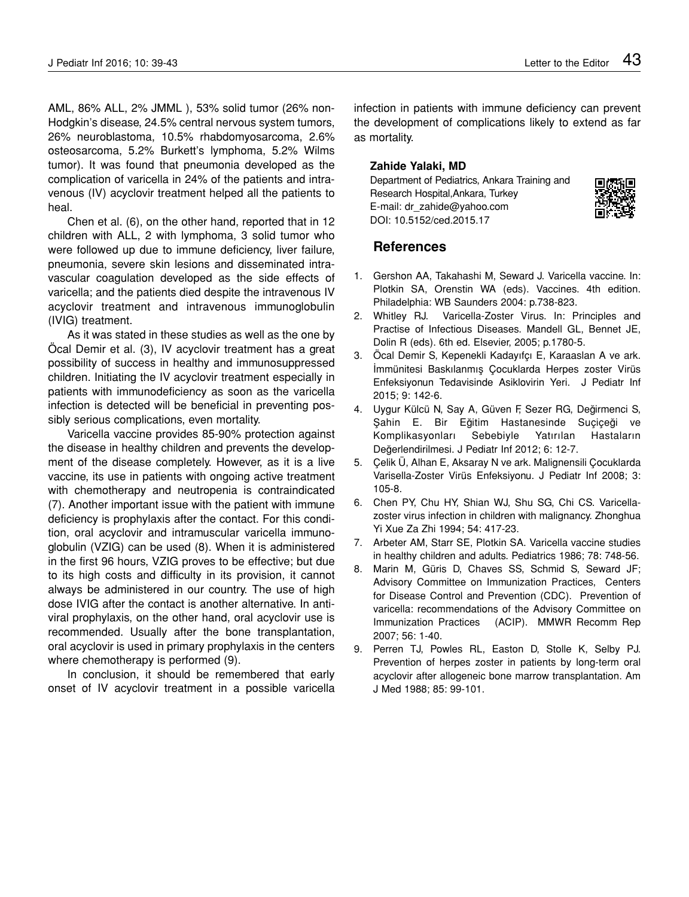AML, 86% ALL, 2% JMML ), 53% solid tumor (26% non-Hodgkin's disease, 24.5% central nervous system tumors, 26% neuroblastoma, 10.5% rhabdomyosarcoma, 2.6% osteosarcoma, 5.2% Burkett's lymphoma, 5.2% Wilms tumor). It was found that pneumonia developed as the complication of varicella in 24% of the patients and intravenous (IV) acyclovir treatment helped all the patients to heal.

Chen et al. (6), on the other hand, reported that in 12 children with ALL, 2 with lymphoma, 3 solid tumor who were followed up due to immune deficiency, liver failure, pneumonia, severe skin lesions and disseminated intravascular coagulation developed as the side effects of varicella; and the patients died despite the intravenous IV acyclovir treatment and intravenous immunoglobulin (IVIG) treatment.

As it was stated in these studies as well as the one by Öcal Demir et al. (3), IV acyclovir treatment has a great possibility of success in healthy and immunosuppressed children. Initiating the IV acyclovir treatment especially in patients with immunodeficiency as soon as the varicella infection is detected will be beneficial in preventing possibly serious complications, even mortality.

Varicella vaccine provides 85-90% protection against the disease in healthy children and prevents the development of the disease completely. However, as it is a live vaccine, its use in patients with ongoing active treatment with chemotherapy and neutropenia is contraindicated (7). Another important issue with the patient with immune deficiency is prophylaxis after the contact. For this condition, oral acyclovir and intramuscular varicella immunoglobulin (VZIG) can be used (8). When it is administered in the first 96 hours, VZIG proves to be effective; but due to its high costs and difficulty in its provision, it cannot always be administered in our country. The use of high dose IVIG after the contact is another alternative. In antiviral prophylaxis, on the other hand, oral acyclovir use is recommended. Usually after the bone transplantation, oral acyclovir is used in primary prophylaxis in the centers where chemotherapy is performed (9).

In conclusion, it should be remembered that early onset of IV acyclovir treatment in a possible varicella infection in patients with immune deficiency can prevent the development of complications likely to extend as far as mortality.

**Zahide Yalaki, MD**

Department of Pediatrics, Ankara Training and Research Hospital,Ankara, Turkey
E-mail: dr_zahide@yahoo.com
DOI: 10.5152/ced.2015.17

## References

1. Gershon AA, Takahashi M, Seward J. Varicella vaccine. In: Plotkin SA, Orenstin WA (eds). Vaccines. 4th edition. Philadelphia: WB Saunders 2004: p.738-823.
2. Whitley RJ. Varicella-Zoster Virus. In: Principles and Practise of Infectious Diseases. Mandell GL, Bennet JE, Dolin R (eds). 6th ed. Elsevier, 2005; p.1780-5.
3. Öcal Demir S, Kepenekli Kadayıfçı E, Karaaslan A ve ark. İmmünitesi Baskılanmış Çocuklarda Herpes zoster Virüs Enfeksiyonun Tedavisinde Asiklovirin Yeri. J Pediatr Inf 2015; 9: 142-6.
4. Uygur Külcü N, Say A, Güven F, Sezer RG, Değirmenci S, Şahin E. Bir Eğitim Hastanesinde Suçiçeği ve Komplikasyonları Sebebiyle Yatırılan Hastaların Değerlendirilmesi. J Pediatr Inf 2012; 6: 12-7.
5. Çelik Ü, Alhan E, Aksaray N ve ark. Malignensili Çocuklarda Varisella-Zoster Virüs Enfeksiyonu. J Pediatr Inf 2008; 3: 105-8.
6. Chen PY, Chu HY, Shian WJ, Shu SG, Chi CS. Varicella-zoster virus infection in children with malignancy. Zhonghua Yi Xue Za Zhi 1994; 54: 417-23.
7. Arbeter AM, Starr SE, Plotkin SA. Varicella vaccine studies in healthy children and adults. Pediatrics 1986; 78: 748-56.
8. Marin M, Güris D, Chaves SS, Schmid S, Seward JF; Advisory Committee on Immunization Practices, Centers for Disease Control and Prevention (CDC). Prevention of varicella: recommendations of the Advisory Committee on Immunization Practices (ACIP). MMWR Recomm Rep 2007; 56: 1-40.
9. Perren TJ, Powles RL, Easton D, Stolle K, Selby PJ. Prevention of herpes zoster in patients by long-term oral acyclovir after allogeneic bone marrow transplantation. Am J Med 1988; 85: 99-101.